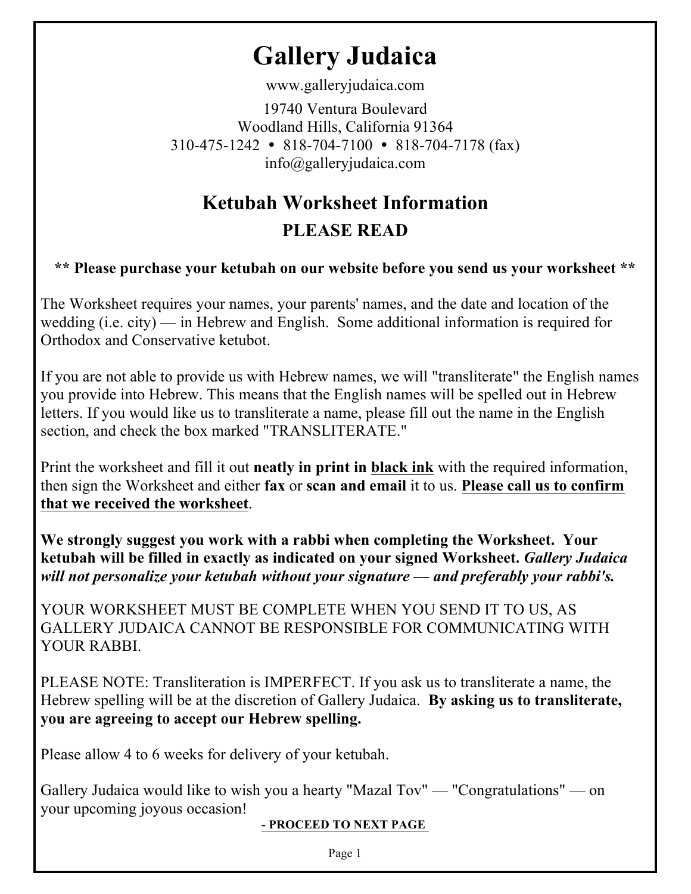# Gallery Judaica

www.galleryjudaica.com

19740 Ventura Boulevard
Woodland Hills, California 91364
310-475-1242 • 818-704-7100 • 818-704-7178 (fax)
info@galleryjudaica.com

## Ketubah Worksheet Information

### PLEASE READ

**** Please purchase your ketubah on our website before you send us your worksheet ****

The Worksheet requires your names, your parents' names, and the date and location of the wedding (i.e. city) — in Hebrew and English. Some additional information is required for Orthodox and Conservative ketubot.

If you are not able to provide us with Hebrew names, we will "transliterate" the English names you provide into Hebrew. This means that the English names will be spelled out in Hebrew letters. If you would like us to transliterate a name, please fill out the name in the English section, and check the box marked "TRANSLITERATE."

Print the worksheet and fill it out **neatly in print in <u>black ink</u>** with the required information, then sign the Worksheet and either **fax** or **scan and email** it to us. **<u>Please call us to confirm that we received the worksheet</u>**.

**We strongly suggest you work with a rabbi when completing the Worksheet. Your ketubah will be filled in exactly as indicated on your signed Worksheet. *Gallery Judaica will not personalize your ketubah without your signature — and preferably your rabbi's.***

YOUR WORKSHEET MUST BE COMPLETE WHEN YOU SEND IT TO US, AS GALLERY JUDAICA CANNOT BE RESPONSIBLE FOR COMMUNICATING WITH YOUR RABBI.

PLEASE NOTE: Transliteration is IMPERFECT. If you ask us to transliterate a name, the Hebrew spelling will be at the discretion of Gallery Judaica. **By asking us to transliterate, you are agreeing to accept our Hebrew spelling.**

Please allow 4 to 6 weeks for delivery of your ketubah.

Gallery Judaica would like to wish you a hearty "Mazal Tov" — "Congratulations" — on your upcoming joyous occasion!

**<u>- PROCEED TO NEXT PAGE</u>**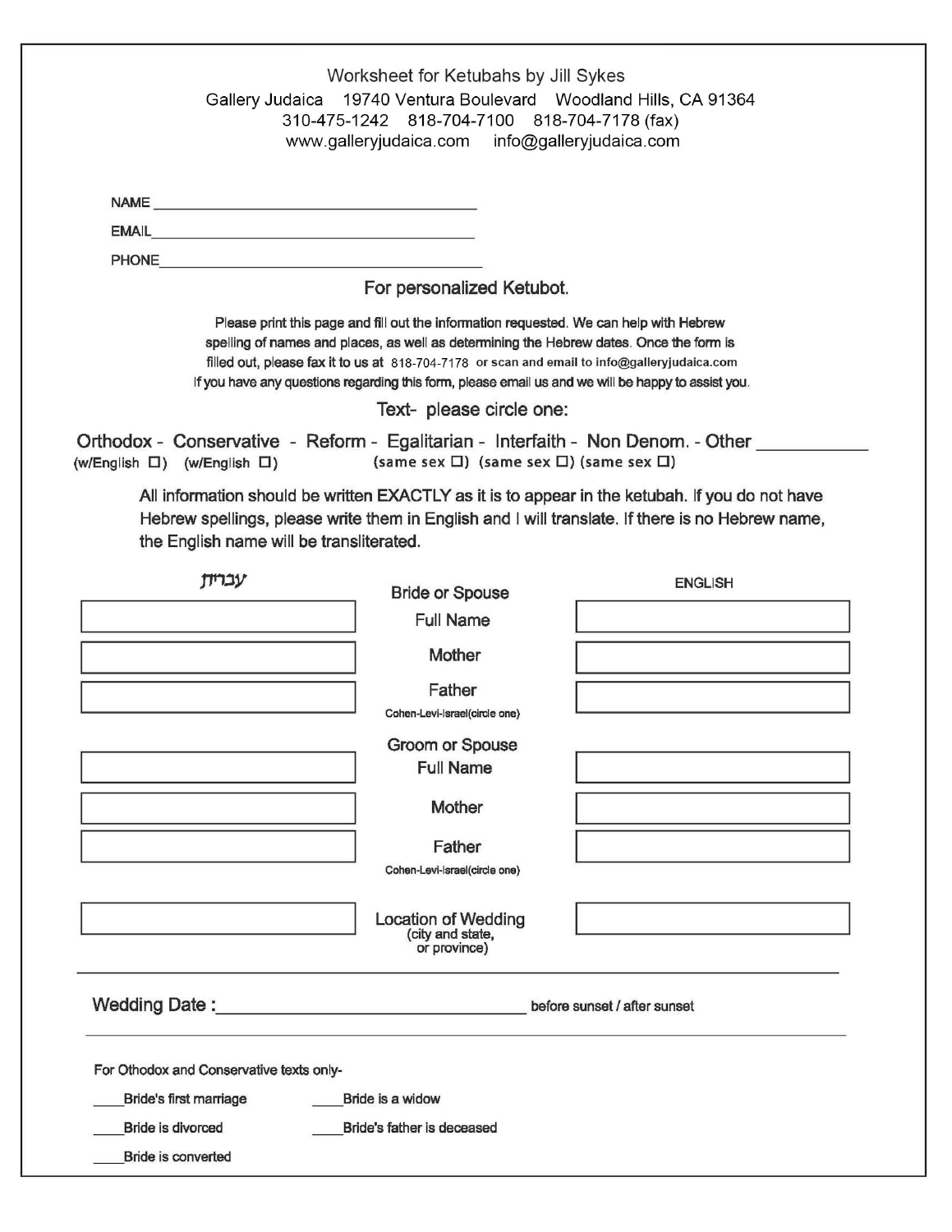Worksheet for Ketubahs by Jill Sykes

Gallery Judaica 19740 Ventura Boulevard Woodland Hills, CA 91364

310-475-1242 818-704-7100 818-704-7178 (fax)

www.galleryjudaica.com info@galleryjudaica.com

NAME ______________________________________

EMAIL______________________________________

PHONE______________________________________

## For personalized Ketubot.

Please print this page and fill out the information requested. We can help with Hebrew spelling of names and places, as well as determining the Hebrew dates. Once the form is filled out, please fax it to us at 818-704-7178 or scan and email to info@galleryjudaica.com

If you have any questions regarding this form, please email us and we will be happy to assist you.

Text- please circle one:

Orthodox - Conservative - Reform - Egalitarian - Interfaith - Non Denom. - Other ___________

(w/English ☐) (w/English ☐) (same sex ☐) (same sex ☐) (same sex ☐)

All information should be written EXACTLY as it is to appear in the ketubah. If you do not have Hebrew spellings, please write them in English and I will translate. If there is no Hebrew name, the English name will be transliterated.

| עברית | | ENGLISH |
|---|---|---|
| | Bride or Spouse | |
| | Full Name | |
| | Mother | |
| | Father<br>Cohen-Levi-Israel(circle one) | |
| | Groom or Spouse | |
| | Full Name | |
| | Mother | |
| | Father<br>Cohen-Levi-Israel(circle one) | |
| | Location of Wedding<br>(city and state, or province) | |

Wedding Date :_________________________________ before sunset / after sunset

For Othodox and Conservative texts only-

____Bride's first marriage ____Bride is a widow

____Bride is divorced ____Bride's father is deceased

____Bride is converted